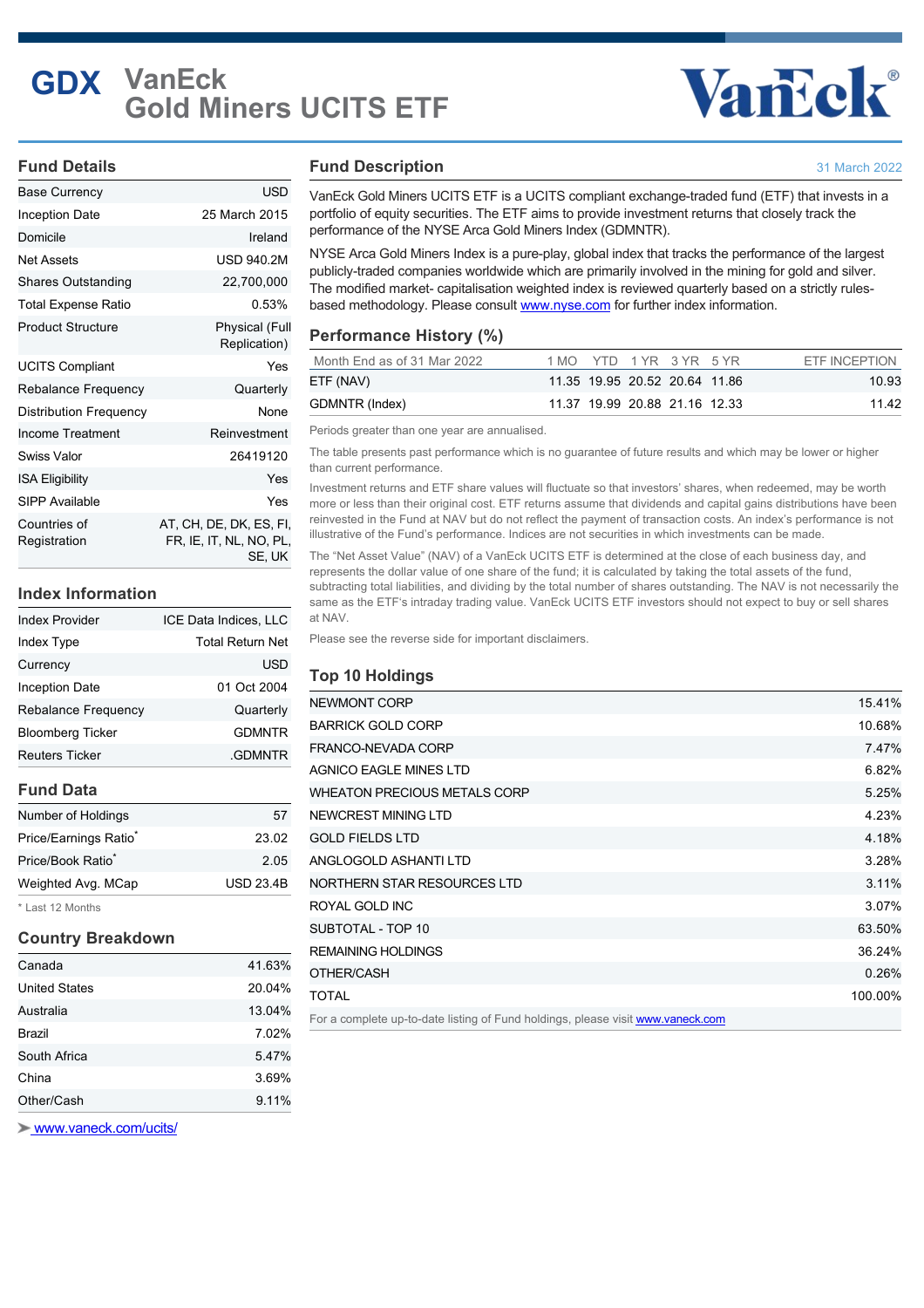# GDX VanEck Gold Miners UCITS ETF

## Fund Details

| | |
|---|---|
| Base Currency | USD |
| Inception Date | 25 March 2015 |
| Domicile | Ireland |
| Net Assets | USD 940.2M |
| Shares Outstanding | 22,700,000 |
| Total Expense Ratio | 0.53% |
| Product Structure | Physical (Full Replication) |
| UCITS Compliant | Yes |
| Rebalance Frequency | Quarterly |
| Distribution Frequency | None |
| Income Treatment | Reinvestment |
| Swiss Valor | 26419120 |
| ISA Eligibility | Yes |
| SIPP Available | Yes |
| Countries of Registration | AT, CH, DE, DK, ES, FI, FR, IE, IT, NL, NO, PL, SE, UK |

## Index Information

| | |
|---|---|
| Index Provider | ICE Data Indices, LLC |
| Index Type | Total Return Net |
| Currency | USD |
| Inception Date | 01 Oct 2004 |
| Rebalance Frequency | Quarterly |
| Bloomberg Ticker | GDMNTR |
| Reuters Ticker | .GDMNTR |

## Fund Data

| | |
|---|---|
| Number of Holdings | 57 |
| Price/Earnings Ratio* | 23.02 |
| Price/Book Ratio* | 2.05 |
| Weighted Avg. MCap | USD 23.4B |

* Last 12 Months

## Country Breakdown

| | |
|---|---|
| Canada | 41.63% |
| United States | 20.04% |
| Australia | 13.04% |
| Brazil | 7.02% |
| South Africa | 5.47% |
| China | 3.69% |
| Other/Cash | 9.11% |

www.vaneck.com/ucits/

## Fund Description

31 March 2022

VanEck Gold Miners UCITS ETF is a UCITS compliant exchange-traded fund (ETF) that invests in a portfolio of equity securities. The ETF aims to provide investment returns that closely track the performance of the NYSE Arca Gold Miners Index (GDMNTR).

NYSE Arca Gold Miners Index is a pure-play, global index that tracks the performance of the largest publicly-traded companies worldwide which are primarily involved in the mining for gold and silver. The modified market- capitalisation weighted index is reviewed quarterly based on a strictly rules-based methodology. Please consult www.nyse.com for further index information.

## Performance History (%)

| Month End as of 31 Mar 2022 | 1 MO | YTD | 1 YR | 3 YR | 5 YR | ETF INCEPTION |
|---|---|---|---|---|---|---|
| ETF (NAV) | 11.35 | 19.95 | 20.52 | 20.64 | 11.86 | 10.93 |
| GDMNTR (Index) | 11.37 | 19.99 | 20.88 | 21.16 | 12.33 | 11.42 |

Periods greater than one year are annualised.

The table presents past performance which is no guarantee of future results and which may be lower or higher than current performance.

Investment returns and ETF share values will fluctuate so that investors' shares, when redeemed, may be worth more or less than their original cost. ETF returns assume that dividends and capital gains distributions have been reinvested in the Fund at NAV but do not reflect the payment of transaction costs. An index's performance is not illustrative of the Fund's performance. Indices are not securities in which investments can be made.

The "Net Asset Value" (NAV) of a VanEck UCITS ETF is determined at the close of each business day, and represents the dollar value of one share of the fund; it is calculated by taking the total assets of the fund, subtracting total liabilities, and dividing by the total number of shares outstanding. The NAV is not necessarily the same as the ETF's intraday trading value. VanEck UCITS ETF investors should not expect to buy or sell shares at NAV.

Please see the reverse side for important disclaimers.

## Top 10 Holdings

| | |
|---|---|
| NEWMONT CORP | 15.41% |
| BARRICK GOLD CORP | 10.68% |
| FRANCO-NEVADA CORP | 7.47% |
| AGNICO EAGLE MINES LTD | 6.82% |
| WHEATON PRECIOUS METALS CORP | 5.25% |
| NEWCREST MINING LTD | 4.23% |
| GOLD FIELDS LTD | 4.18% |
| ANGLOGOLD ASHANTI LTD | 3.28% |
| NORTHERN STAR RESOURCES LTD | 3.11% |
| ROYAL GOLD INC | 3.07% |
| SUBTOTAL - TOP 10 | 63.50% |
| REMAINING HOLDINGS | 36.24% |
| OTHER/CASH | 0.26% |
| TOTAL | 100.00% |

For a complete up-to-date listing of Fund holdings, please visit www.vaneck.com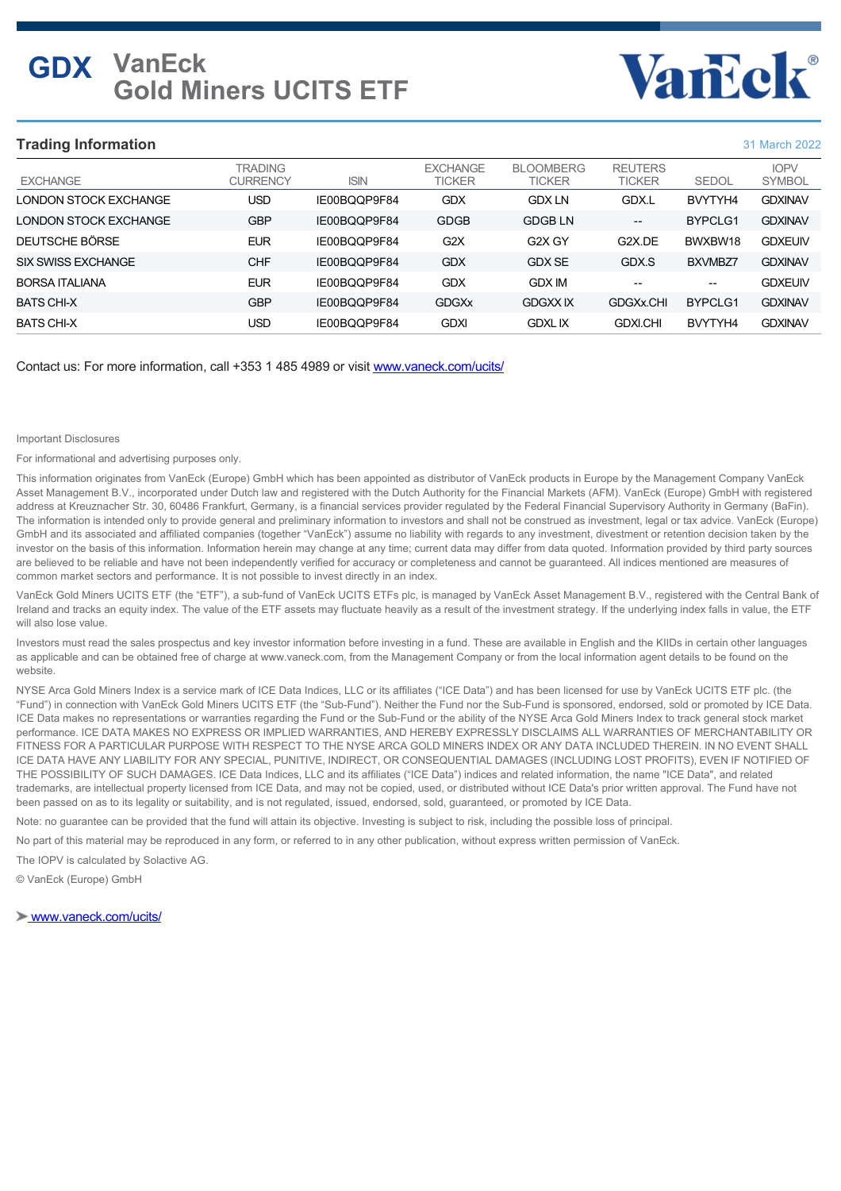# GDX VanEck Gold Miners UCITS ETF

## Trading Information

31 March 2022

| EXCHANGE | TRADING CURRENCY | ISIN | EXCHANGE TICKER | BLOOMBERG TICKER | REUTERS TICKER | SEDOL | IOPV SYMBOL |
|---|---|---|---|---|---|---|---|
| LONDON STOCK EXCHANGE | USD | IE00BQQP9F84 | GDX | GDX LN | GDX.L | BVYTYH4 | GDXINAV |
| LONDON STOCK EXCHANGE | GBP | IE00BQQP9F84 | GDGB | GDGB LN | -- | BYPCLG1 | GDXINAV |
| DEUTSCHE BÖRSE | EUR | IE00BQQP9F84 | G2X | G2X GY | G2X.DE | BWXBW18 | GDXEUIV |
| SIX SWISS EXCHANGE | CHF | IE00BQQP9F84 | GDX | GDX SE | GDX.S | BXVMBZ7 | GDXINAV |
| BORSA ITALIANA | EUR | IE00BQQP9F84 | GDX | GDX IM | -- | -- | GDXEUIV |
| BATS CHI-X | GBP | IE00BQQP9F84 | GDGXx | GDGXX IX | GDGXx.CHI | BYPCLG1 | GDXINAV |
| BATS CHI-X | USD | IE00BQQP9F84 | GDXI | GDXL IX | GDXI.CHI | BVYTYH4 | GDXINAV |

Contact us: For more information, call +353 1 485 4989 or visit [www.vaneck.com/ucits/](http://www.vaneck.com/ucits/)

Important Disclosures

For informational and advertising purposes only.

This information originates from VanEck (Europe) GmbH which has been appointed as distributor of VanEck products in Europe by the Management Company VanEck Asset Management B.V., incorporated under Dutch law and registered with the Dutch Authority for the Financial Markets (AFM). VanEck (Europe) GmbH with registered address at Kreuznacher Str. 30, 60486 Frankfurt, Germany, is a financial services provider regulated by the Federal Financial Supervisory Authority in Germany (BaFin). The information is intended only to provide general and preliminary information to investors and shall not be construed as investment, legal or tax advice. VanEck (Europe) GmbH and its associated and affiliated companies (together "VanEck") assume no liability with regards to any investment, divestment or retention decision taken by the investor on the basis of this information. Information herein may change at any time; current data may differ from data quoted. Information provided by third party sources are believed to be reliable and have not been independently verified for accuracy or completeness and cannot be guaranteed. All indices mentioned are measures of common market sectors and performance. It is not possible to invest directly in an index.

VanEck Gold Miners UCITS ETF (the "ETF"), a sub-fund of VanEck UCITS ETFs plc, is managed by VanEck Asset Management B.V., registered with the Central Bank of Ireland and tracks an equity index. The value of the ETF assets may fluctuate heavily as a result of the investment strategy. If the underlying index falls in value, the ETF will also lose value.

Investors must read the sales prospectus and key investor information before investing in a fund. These are available in English and the KIIDs in certain other languages as applicable and can be obtained free of charge at www.vaneck.com, from the Management Company or from the local information agent details to be found on the website.

NYSE Arca Gold Miners Index is a service mark of ICE Data Indices, LLC or its affiliates ("ICE Data") and has been licensed for use by VanEck UCITS ETF plc. (the "Fund") in connection with VanEck Gold Miners UCITS ETF (the "Sub-Fund"). Neither the Fund nor the Sub-Fund is sponsored, endorsed, sold or promoted by ICE Data. ICE Data makes no representations or warranties regarding the Fund or the Sub-Fund or the ability of the NYSE Arca Gold Miners Index to track general stock market performance. ICE DATA MAKES NO EXPRESS OR IMPLIED WARRANTIES, AND HEREBY EXPRESSLY DISCLAIMS ALL WARRANTIES OF MERCHANTABILITY OR FITNESS FOR A PARTICULAR PURPOSE WITH RESPECT TO THE NYSE ARCA GOLD MINERS INDEX OR ANY DATA INCLUDED THEREIN. IN NO EVENT SHALL ICE DATA HAVE ANY LIABILITY FOR ANY SPECIAL, PUNITIVE, INDIRECT, OR CONSEQUENTIAL DAMAGES (INCLUDING LOST PROFITS), EVEN IF NOTIFIED OF THE POSSIBILITY OF SUCH DAMAGES. ICE Data Indices, LLC and its affiliates ("ICE Data") indices and related information, the name "ICE Data", and related trademarks, are intellectual property licensed from ICE Data, and may not be copied, used, or distributed without ICE Data's prior written approval. The Fund have not been passed on as to its legality or suitability, and is not regulated, issued, endorsed, sold, guaranteed, or promoted by ICE Data.

Note: no guarantee can be provided that the fund will attain its objective. Investing is subject to risk, including the possible loss of principal.

No part of this material may be reproduced in any form, or referred to in any other publication, without express written permission of VanEck.

The IOPV is calculated by Solactive AG.

© VanEck (Europe) GmbH

[www.vaneck.com/ucits/](http://www.vaneck.com/ucits/)